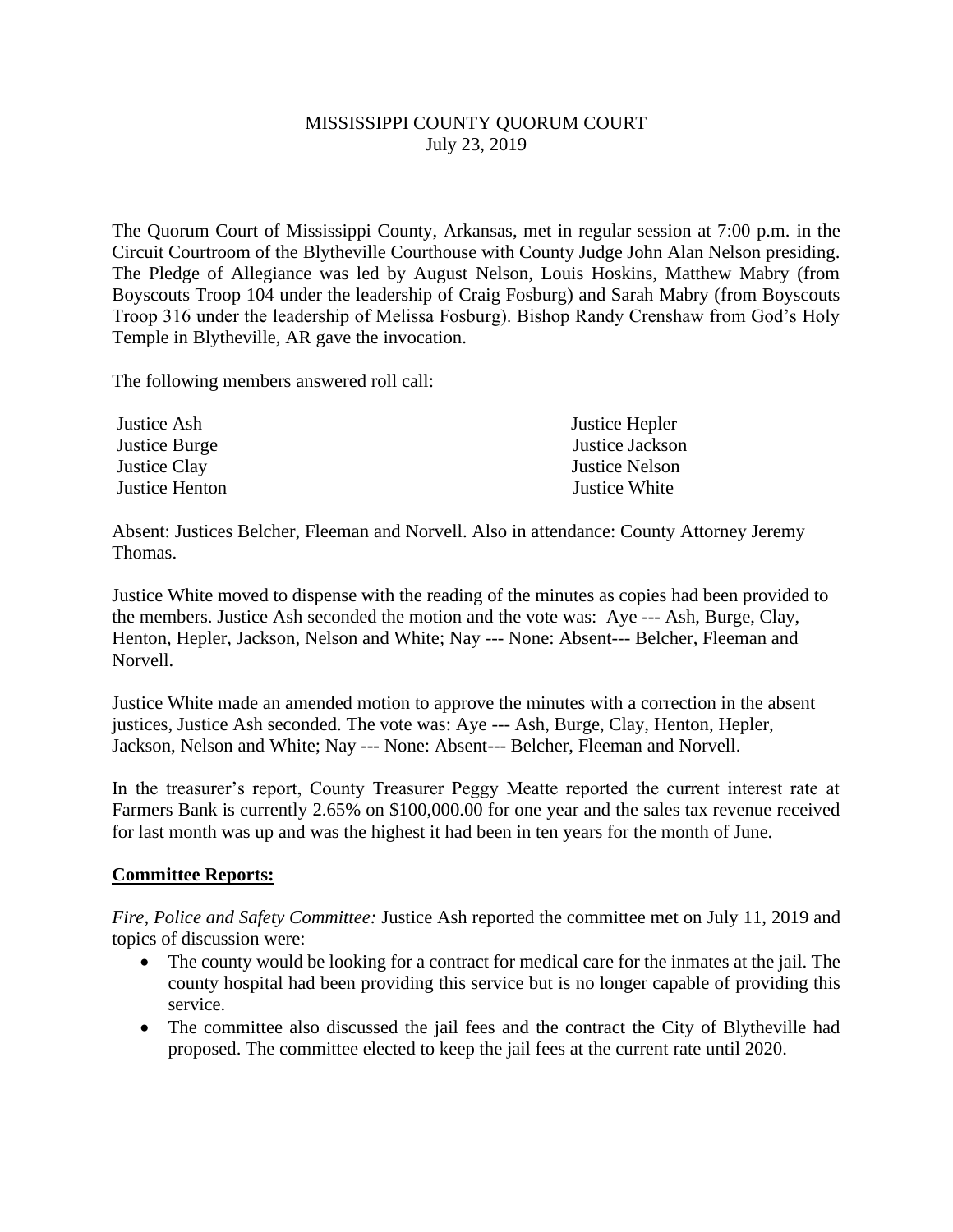MISSISSIPPI COUNTY QUORUM COURT
July 23, 2019

The Quorum Court of Mississippi County, Arkansas, met in regular session at 7:00 p.m. in the Circuit Courtroom of the Blytheville Courthouse with County Judge John Alan Nelson presiding. The Pledge of Allegiance was led by August Nelson, Louis Hoskins, Matthew Mabry (from Boyscouts Troop 104 under the leadership of Craig Fosburg) and Sarah Mabry (from Boyscouts Troop 316 under the leadership of Melissa Fosburg). Bishop Randy Crenshaw from God's Holy Temple in Blytheville, AR gave the invocation.

The following members answered roll call:

Justice Ash
Justice Burge
Justice Clay
Justice Henton
Justice Hepler
Justice Jackson
Justice Nelson
Justice White

Absent: Justices Belcher, Fleeman and Norvell. Also in attendance: County Attorney Jeremy Thomas.

Justice White moved to dispense with the reading of the minutes as copies had been provided to the members. Justice Ash seconded the motion and the vote was: Aye --- Ash, Burge, Clay, Henton, Hepler, Jackson, Nelson and White; Nay --- None: Absent--- Belcher, Fleeman and Norvell.

Justice White made an amended motion to approve the minutes with a correction in the absent justices, Justice Ash seconded. The vote was: Aye --- Ash, Burge, Clay, Henton, Hepler, Jackson, Nelson and White; Nay --- None: Absent--- Belcher, Fleeman and Norvell.

In the treasurer's report, County Treasurer Peggy Meatte reported the current interest rate at Farmers Bank is currently 2.65% on $100,000.00 for one year and the sales tax revenue received for last month was up and was the highest it had been in ten years for the month of June.

**Committee Reports:**

*Fire, Police and Safety Committee:* Justice Ash reported the committee met on July 11, 2019 and topics of discussion were:

- The county would be looking for a contract for medical care for the inmates at the jail. The county hospital had been providing this service but is no longer capable of providing this service.
- The committee also discussed the jail fees and the contract the City of Blytheville had proposed. The committee elected to keep the jail fees at the current rate until 2020.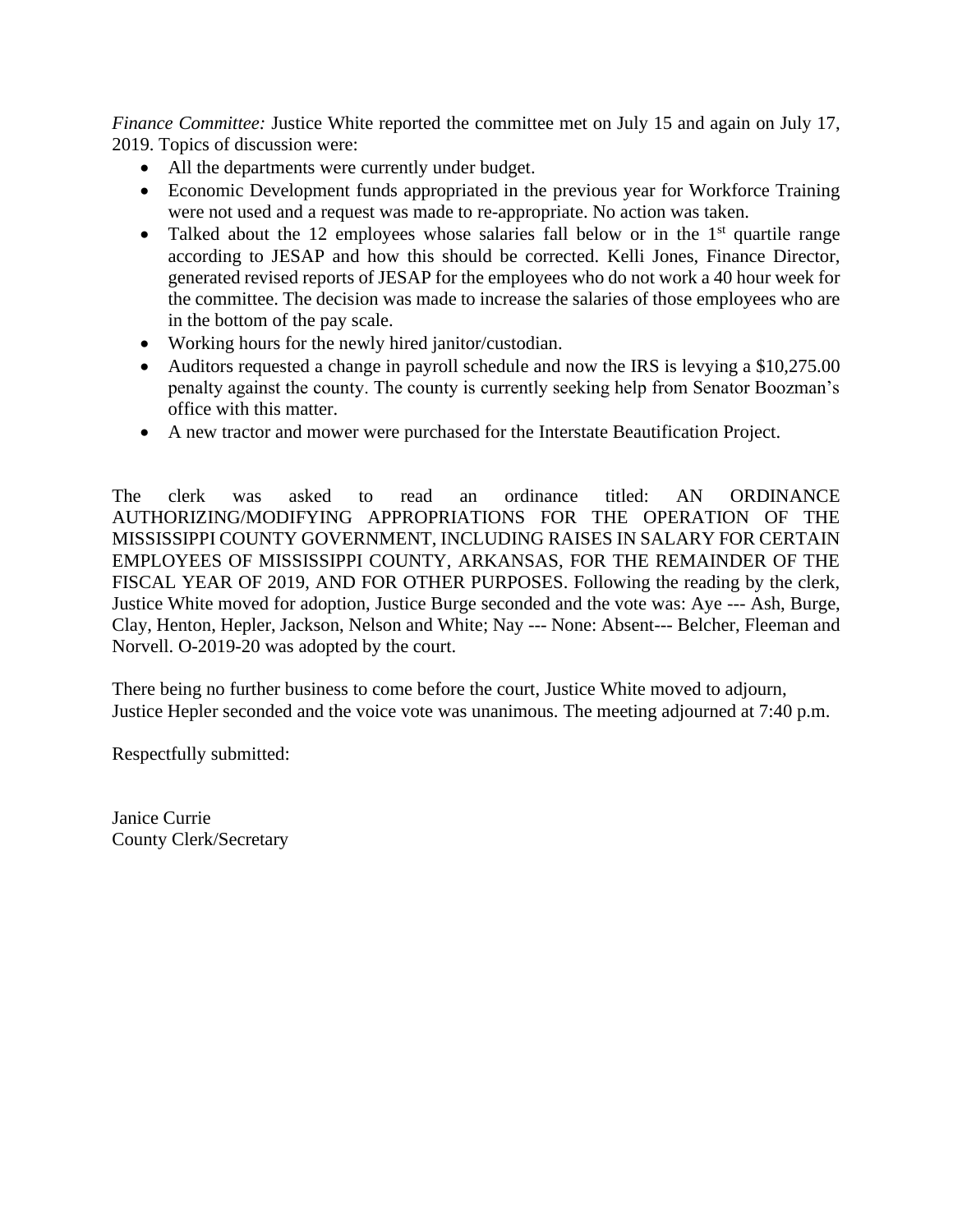*Finance Committee:* Justice White reported the committee met on July 15 and again on July 17, 2019. Topics of discussion were:

- All the departments were currently under budget.
- Economic Development funds appropriated in the previous year for Workforce Training were not used and a request was made to re-appropriate. No action was taken.
- Talked about the 12 employees whose salaries fall below or in the 1st quartile range according to JESAP and how this should be corrected. Kelli Jones, Finance Director, generated revised reports of JESAP for the employees who do not work a 40 hour week for the committee. The decision was made to increase the salaries of those employees who are in the bottom of the pay scale.
- Working hours for the newly hired janitor/custodian.
- Auditors requested a change in payroll schedule and now the IRS is levying a $10,275.00 penalty against the county. The county is currently seeking help from Senator Boozman's office with this matter.
- A new tractor and mower were purchased for the Interstate Beautification Project.

The clerk was asked to read an ordinance titled: AN ORDINANCE AUTHORIZING/MODIFYING APPROPRIATIONS FOR THE OPERATION OF THE MISSISSIPPI COUNTY GOVERNMENT, INCLUDING RAISES IN SALARY FOR CERTAIN EMPLOYEES OF MISSISSIPPI COUNTY, ARKANSAS, FOR THE REMAINDER OF THE FISCAL YEAR OF 2019, AND FOR OTHER PURPOSES. Following the reading by the clerk, Justice White moved for adoption, Justice Burge seconded and the vote was: Aye --- Ash, Burge, Clay, Henton, Hepler, Jackson, Nelson and White; Nay --- None: Absent--- Belcher, Fleeman and Norvell. O-2019-20 was adopted by the court.

There being no further business to come before the court, Justice White moved to adjourn, Justice Hepler seconded and the voice vote was unanimous. The meeting adjourned at 7:40 p.m.

Respectfully submitted:

Janice Currie
County Clerk/Secretary